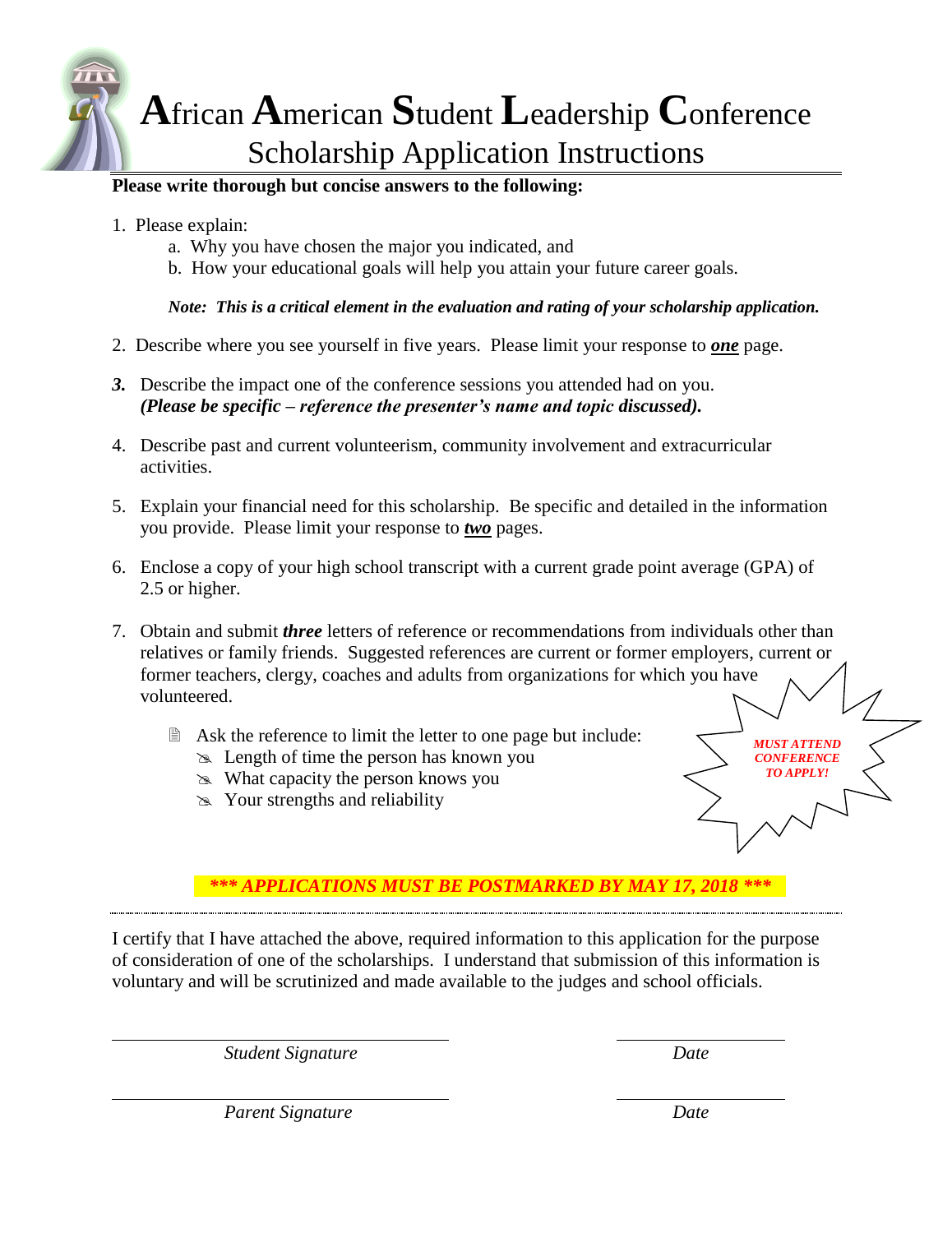# **A**frican **A**merican **S**tudent **L**eadership **C**onference

## Scholarship Application Instructions

**Please write thorough but concise answers to the following:**

1. Please explain:
   a. Why you have chosen the major you indicated, and
   b. How your educational goals will help you attain your future career goals.

   ***Note: This is a critical element in the evaluation and rating of your scholarship application.***

2. Describe where you see yourself in five years. Please limit your response to ***one*** page.

3. Describe the impact one of the conference sessions you attended had on you. ***(Please be specific – reference the presenter's name and topic discussed).***

4. Describe past and current volunteerism, community involvement and extracurricular activities.

5. Explain your financial need for this scholarship. Be specific and detailed in the information you provide. Please limit your response to ***two*** pages.

6. Enclose a copy of your high school transcript with a current grade point average (GPA) of 2.5 or higher.

7. Obtain and submit ***three*** letters of reference or recommendations from individuals other than relatives or family friends. Suggested references are current or former employers, current or former teachers, clergy, coaches and adults from organizations for which you have volunteered.

   - Ask the reference to limit the letter to one page but include:
     - Length of time the person has known you
     - What capacity the person knows you
     - Your strengths and reliability

***MUST ATTEND CONFERENCE TO APPLY!***

***\*\*\* APPLICATIONS MUST BE POSTMARKED BY MAY 17, 2018 \*\*\****

---

I certify that I have attached the above, required information to this application for the purpose of consideration of one of the scholarships. I understand that submission of this information is voluntary and will be scrutinized and made available to the judges and school officials.

| | |
|---|---|
| ______________________________ | ______________ |
| *Student Signature* | *Date* |
| ______________________________ | ______________ |
| *Parent Signature* | *Date* |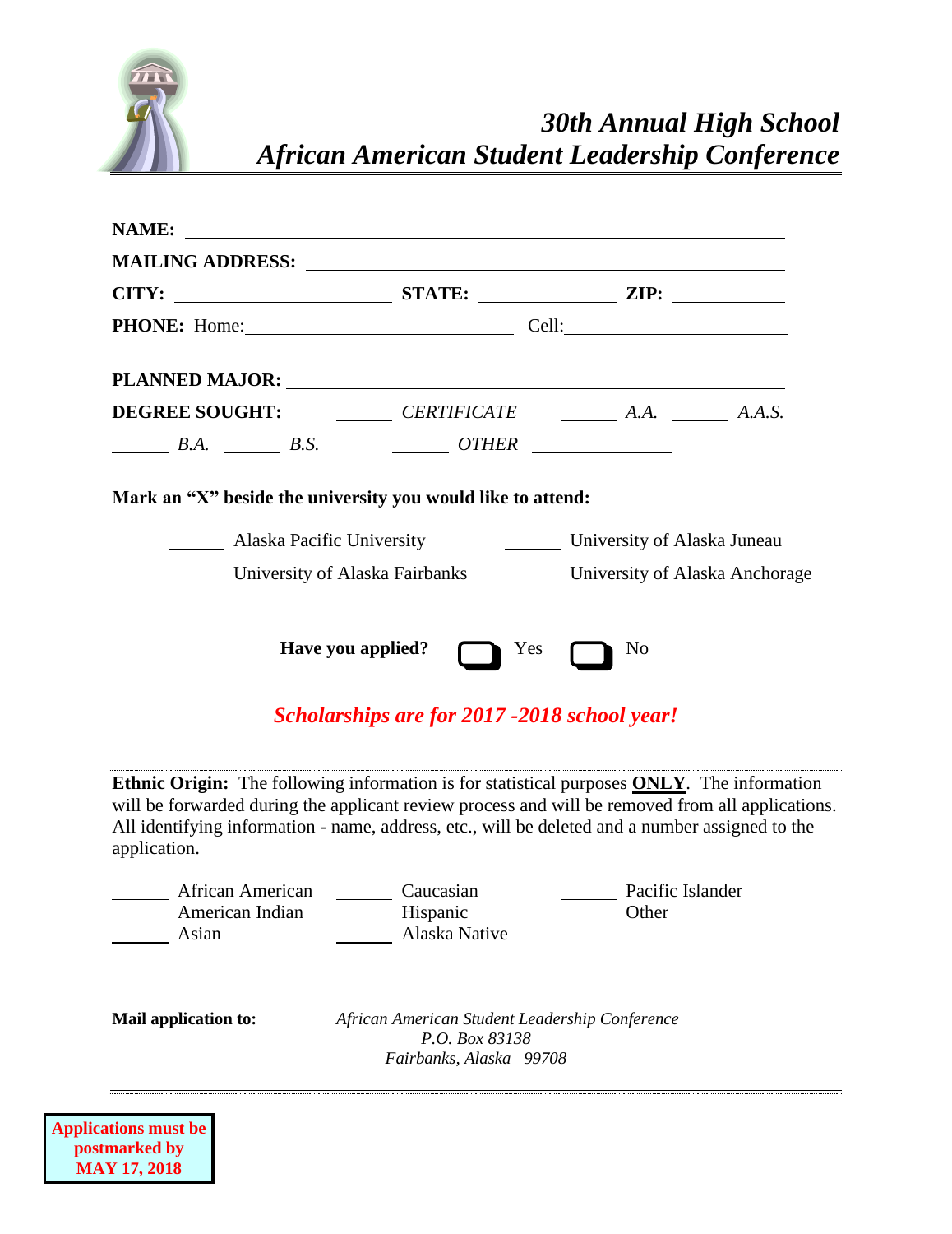# *30th Annual High School*
# *African American Student Leadership Conference*

**NAME:** ______________________________

**MAILING ADDRESS:** ______________________________

**CITY:** ______________ **STATE:** ____________ **ZIP:** __________

**PHONE:** Home:______________________ Cell:______________________

**PLANNED MAJOR:** ______________________________

**DEGREE SOUGHT:** ______ *CERTIFICATE* ______ *A.A.* ______ *A.A.S.*

______ *B.A.* ______ *B.S.* ______ *OTHER* ______________

**Mark an "X" beside the university you would like to attend:**

______ Alaska Pacific University ______ University of Alaska Juneau

______ University of Alaska Fairbanks ______ University of Alaska Anchorage

**Have you applied?** ☐ Yes ☐ No

***Scholarships are for 2017 -2018 school year!***

**Ethnic Origin:** The following information is for statistical purposes **ONLY**. The information will be forwarded during the applicant review process and will be removed from all applications. All identifying information - name, address, etc., will be deleted and a number assigned to the application.

______ African American ______ Caucasian ______ Pacific Islander
______ American Indian ______ Hispanic ______ Other __________
______ Asian ______ Alaska Native

**Mail application to:**

*African American Student Leadership Conference*
*P.O. Box 83138*
*Fairbanks, Alaska 99708*

**Applications must be postmarked by MAY 17, 2018**